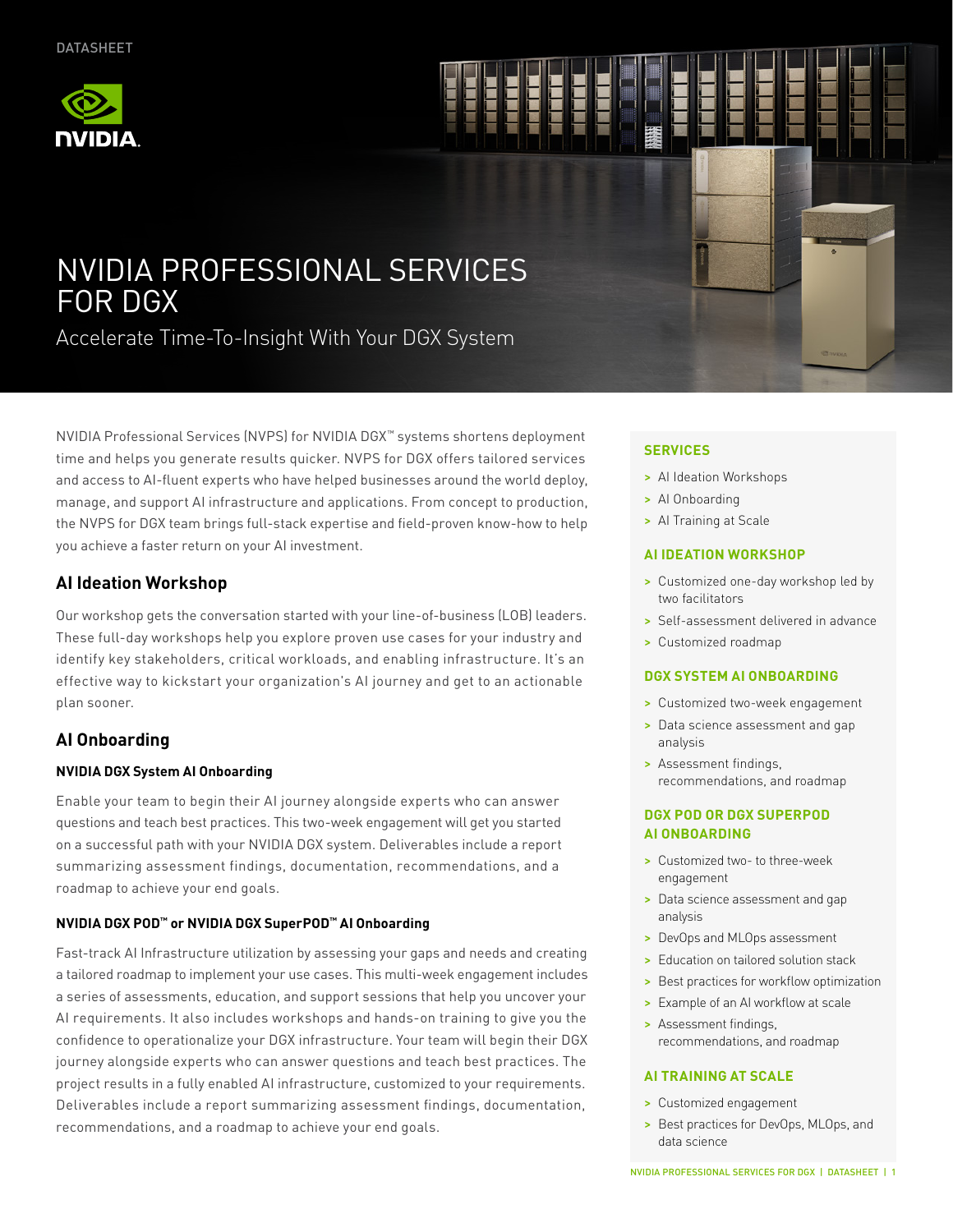DATASHEET

# NVIDIA PROFESSIONAL SERVICES FOR DGX

Accelerate Time-To-Insight With Your DGX System

NVIDIA Professional Services (NVPS) for NVIDIA DGX™ systems shortens deployment time and helps you generate results quicker. NVPS for DGX offers tailored services and access to AI-fluent experts who have helped businesses around the world deploy, manage, and support AI infrastructure and applications. From concept to production, the NVPS for DGX team brings full-stack expertise and field-proven know-how to help you achieve a faster return on your AI investment.

## AI Ideation Workshop

Our workshop gets the conversation started with your line-of-business (LOB) leaders. These full-day workshops help you explore proven use cases for your industry and identify key stakeholders, critical workloads, and enabling infrastructure. It's an effective way to kickstart your organization's AI journey and get to an actionable plan sooner.

## AI Onboarding

### NVIDIA DGX System AI Onboarding

Enable your team to begin their AI journey alongside experts who can answer questions and teach best practices. This two-week engagement will get you started on a successful path with your NVIDIA DGX system. Deliverables include a report summarizing assessment findings, documentation, recommendations, and a roadmap to achieve your end goals.

### NVIDIA DGX POD™ or NVIDIA DGX SuperPOD™ AI Onboarding

Fast-track AI Infrastructure utilization by assessing your gaps and needs and creating a tailored roadmap to implement your use cases. This multi-week engagement includes a series of assessments, education, and support sessions that help you uncover your AI requirements. It also includes workshops and hands-on training to give you the confidence to operationalize your DGX infrastructure. Your team will begin their DGX journey alongside experts who can answer questions and teach best practices. The project results in a fully enabled AI infrastructure, customized to your requirements. Deliverables include a report summarizing assessment findings, documentation, recommendations, and a roadmap to achieve your end goals.

### SERVICES

- AI Ideation Workshops
- AI Onboarding
- AI Training at Scale

### AI IDEATION WORKSHOP

- Customized one-day workshop led by two facilitators
- Self-assessment delivered in advance
- Customized roadmap

### DGX SYSTEM AI ONBOARDING

- Customized two-week engagement
- Data science assessment and gap analysis
- Assessment findings, recommendations, and roadmap

### DGX POD OR DGX SUPERPOD AI ONBOARDING

- Customized two- to three-week engagement
- Data science assessment and gap analysis
- DevOps and MLOps assessment
- Education on tailored solution stack
- Best practices for workflow optimization
- Example of an AI workflow at scale
- Assessment findings, recommendations, and roadmap

### AI TRAINING AT SCALE

- Customized engagement
- Best practices for DevOps, MLOps, and data science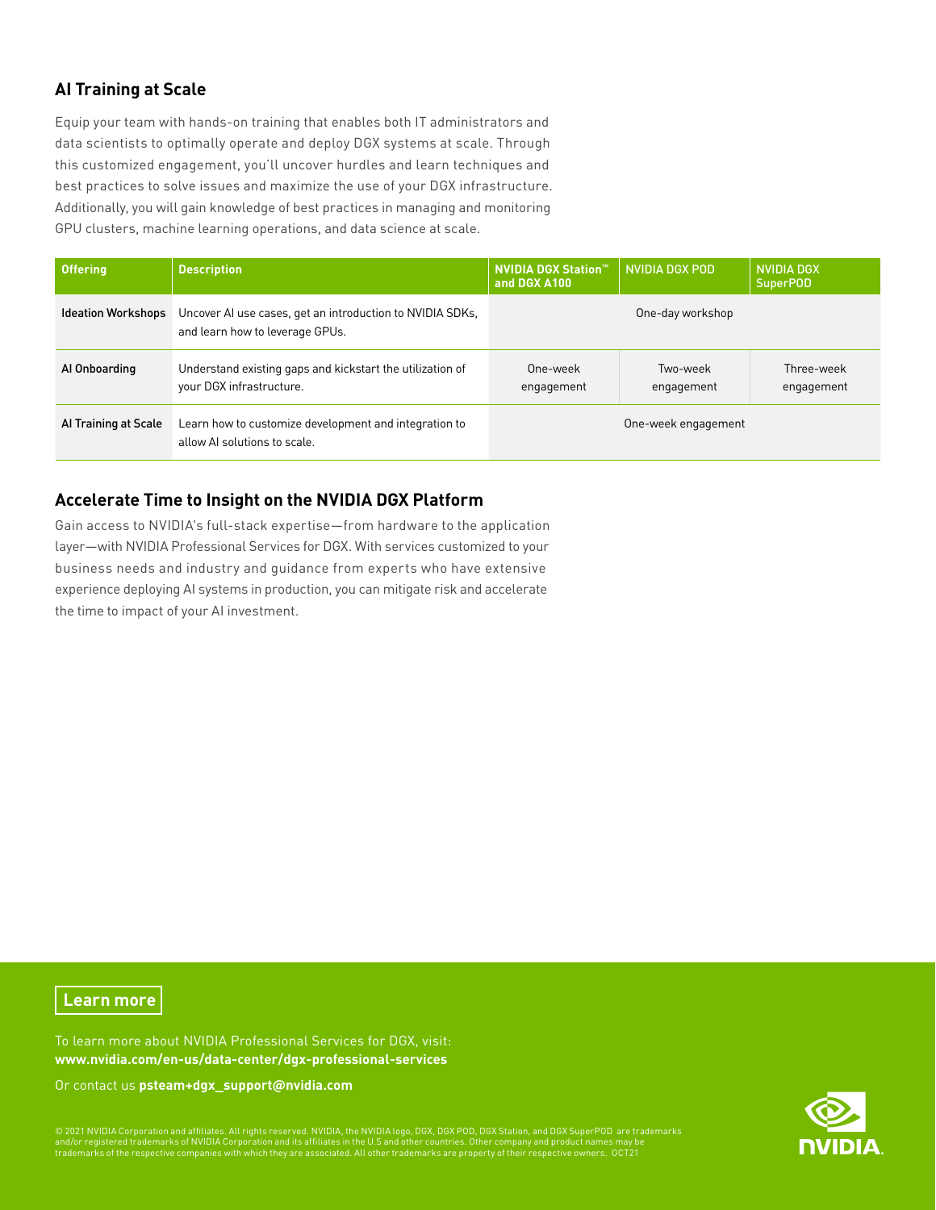## AI Training at Scale

Equip your team with hands-on training that enables both IT administrators and data scientists to optimally operate and deploy DGX systems at scale. Through this customized engagement, you'll uncover hurdles and learn techniques and best practices to solve issues and maximize the use of your DGX infrastructure. Additionally, you will gain knowledge of best practices in managing and monitoring GPU clusters, machine learning operations, and data science at scale.

| Offering | Description | NVIDIA DGX Station™ and DGX A100 | NVIDIA DGX POD | NVIDIA DGX SuperPOD |
| --- | --- | --- | --- | --- |
| Ideation Workshops | Uncover AI use cases, get an introduction to NVIDIA SDKs, and learn how to leverage GPUs. | One-day workshop | | |
| AI Onboarding | Understand existing gaps and kickstart the utilization of your DGX infrastructure. | One-week engagement | Two-week engagement | Three-week engagement |
| AI Training at Scale | Learn how to customize development and integration to allow AI solutions to scale. | One-week engagement | | |

## Accelerate Time to Insight on the NVIDIA DGX Platform

Gain access to NVIDIA's full-stack expertise—from hardware to the application layer—with NVIDIA Professional Services for DGX. With services customized to your business needs and industry and guidance from experts who have extensive experience deploying AI systems in production, you can mitigate risk and accelerate the time to impact of your AI investment.

**Learn more**

To learn more about NVIDIA Professional Services for DGX, visit:
**www.nvidia.com/en-us/data-center/dgx-professional-services**

Or contact us **psteam+dgx_support@nvidia.com**

© 2021 NVIDIA Corporation and affiliates. All rights reserved. NVIDIA, the NVIDIA logo, DGX, DGX POD, DGX Station, and DGX SuperPOD are trademarks and/or registered trademarks of NVIDIA Corporation and its affiliates in the U.S and other countries. Other company and product names may be trademarks of the respective companies with which they are associated. All other trademarks are property of their respective owners. OCT21